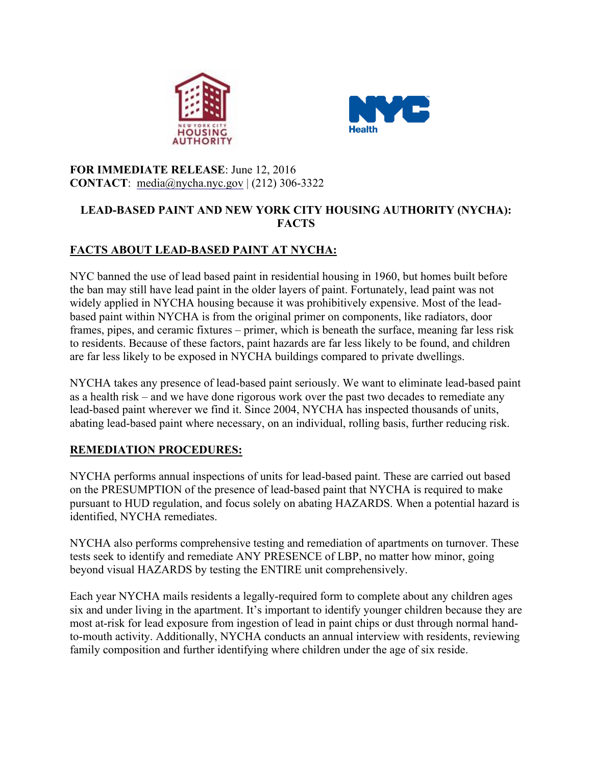**FOR IMMEDIATE RELEASE**: June 12, 2016
**CONTACT**: media@nycha.nyc.gov | (212) 306-3322

# LEAD-BASED PAINT AND NEW YORK CITY HOUSING AUTHORITY (NYCHA): FACTS

## FACTS ABOUT LEAD-BASED PAINT AT NYCHA:

NYC banned the use of lead based paint in residential housing in 1960, but homes built before the ban may still have lead paint in the older layers of paint. Fortunately, lead paint was not widely applied in NYCHA housing because it was prohibitively expensive. Most of the lead-based paint within NYCHA is from the original primer on components, like radiators, door frames, pipes, and ceramic fixtures – primer, which is beneath the surface, meaning far less risk to residents. Because of these factors, paint hazards are far less likely to be found, and children are far less likely to be exposed in NYCHA buildings compared to private dwellings.

NYCHA takes any presence of lead-based paint seriously. We want to eliminate lead-based paint as a health risk – and we have done rigorous work over the past two decades to remediate any lead-based paint wherever we find it. Since 2004, NYCHA has inspected thousands of units, abating lead-based paint where necessary, on an individual, rolling basis, further reducing risk.

## REMEDIATION PROCEDURES:

NYCHA performs annual inspections of units for lead-based paint. These are carried out based on the PRESUMPTION of the presence of lead-based paint that NYCHA is required to make pursuant to HUD regulation, and focus solely on abating HAZARDS. When a potential hazard is identified, NYCHA remediates.

NYCHA also performs comprehensive testing and remediation of apartments on turnover. These tests seek to identify and remediate ANY PRESENCE of LBP, no matter how minor, going beyond visual HAZARDS by testing the ENTIRE unit comprehensively.

Each year NYCHA mails residents a legally-required form to complete about any children ages six and under living in the apartment. It's important to identify younger children because they are most at-risk for lead exposure from ingestion of lead in paint chips or dust through normal hand-to-mouth activity. Additionally, NYCHA conducts an annual interview with residents, reviewing family composition and further identifying where children under the age of six reside.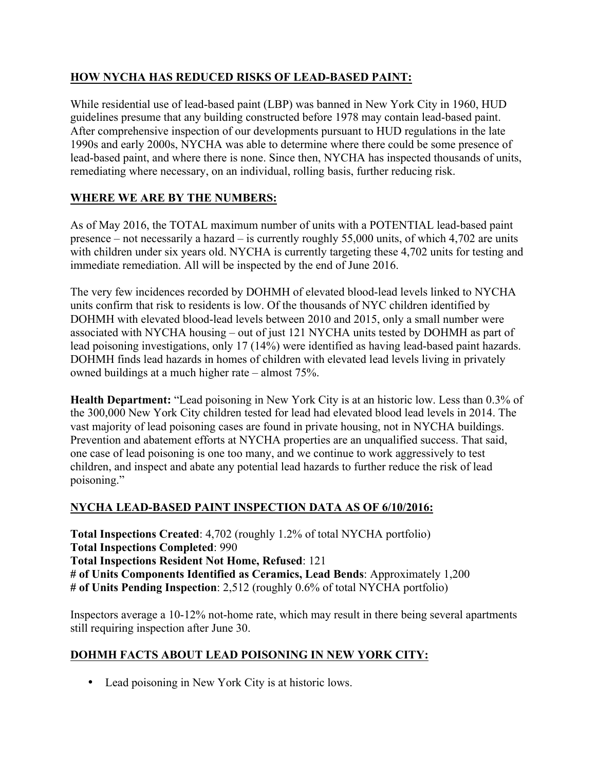## HOW NYCHA HAS REDUCED RISKS OF LEAD-BASED PAINT:

While residential use of lead-based paint (LBP) was banned in New York City in 1960, HUD guidelines presume that any building constructed before 1978 may contain lead-based paint. After comprehensive inspection of our developments pursuant to HUD regulations in the late 1990s and early 2000s, NYCHA was able to determine where there could be some presence of lead-based paint, and where there is none. Since then, NYCHA has inspected thousands of units, remediating where necessary, on an individual, rolling basis, further reducing risk.

## WHERE WE ARE BY THE NUMBERS:

As of May 2016, the TOTAL maximum number of units with a POTENTIAL lead-based paint presence – not necessarily a hazard – is currently roughly 55,000 units, of which 4,702 are units with children under six years old. NYCHA is currently targeting these 4,702 units for testing and immediate remediation. All will be inspected by the end of June 2016.

The very few incidences recorded by DOHMH of elevated blood-lead levels linked to NYCHA units confirm that risk to residents is low. Of the thousands of NYC children identified by DOHMH with elevated blood-lead levels between 2010 and 2015, only a small number were associated with NYCHA housing – out of just 121 NYCHA units tested by DOHMH as part of lead poisoning investigations, only 17 (14%) were identified as having lead-based paint hazards. DOHMH finds lead hazards in homes of children with elevated lead levels living in privately owned buildings at a much higher rate – almost 75%.

**Health Department:** "Lead poisoning in New York City is at an historic low. Less than 0.3% of the 300,000 New York City children tested for lead had elevated blood lead levels in 2014. The vast majority of lead poisoning cases are found in private housing, not in NYCHA buildings. Prevention and abatement efforts at NYCHA properties are an unqualified success. That said, one case of lead poisoning is one too many, and we continue to work aggressively to test children, and inspect and abate any potential lead hazards to further reduce the risk of lead poisoning."

## NYCHA LEAD-BASED PAINT INSPECTION DATA AS OF 6/10/2016:

**Total Inspections Created**: 4,702 (roughly 1.2% of total NYCHA portfolio)
**Total Inspections Completed**: 990
**Total Inspections Resident Not Home, Refused**: 121
**# of Units Components Identified as Ceramics, Lead Bends**: Approximately 1,200
**# of Units Pending Inspection**: 2,512 (roughly 0.6% of total NYCHA portfolio)

Inspectors average a 10-12% not-home rate, which may result in there being several apartments still requiring inspection after June 30.

## DOHMH FACTS ABOUT LEAD POISONING IN NEW YORK CITY:

- Lead poisoning in New York City is at historic lows.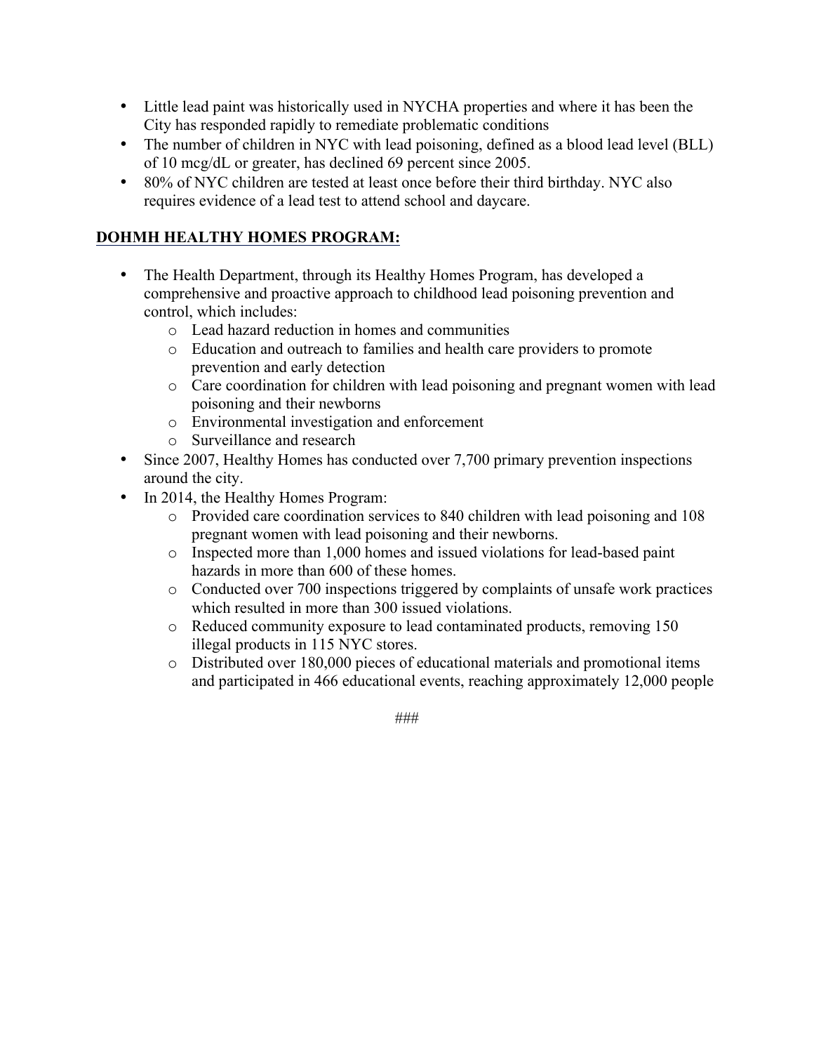- Little lead paint was historically used in NYCHA properties and where it has been the City has responded rapidly to remediate problematic conditions
- The number of children in NYC with lead poisoning, defined as a blood lead level (BLL) of 10 mcg/dL or greater, has declined 69 percent since 2005.
- 80% of NYC children are tested at least once before their third birthday. NYC also requires evidence of a lead test to attend school and daycare.

**DOHMH HEALTHY HOMES PROGRAM:**

- The Health Department, through its Healthy Homes Program, has developed a comprehensive and proactive approach to childhood lead poisoning prevention and control, which includes:
  - Lead hazard reduction in homes and communities
  - Education and outreach to families and health care providers to promote prevention and early detection
  - Care coordination for children with lead poisoning and pregnant women with lead poisoning and their newborns
  - Environmental investigation and enforcement
  - Surveillance and research
- Since 2007, Healthy Homes has conducted over 7,700 primary prevention inspections around the city.
- In 2014, the Healthy Homes Program:
  - Provided care coordination services to 840 children with lead poisoning and 108 pregnant women with lead poisoning and their newborns.
  - Inspected more than 1,000 homes and issued violations for lead-based paint hazards in more than 600 of these homes.
  - Conducted over 700 inspections triggered by complaints of unsafe work practices which resulted in more than 300 issued violations.
  - Reduced community exposure to lead contaminated products, removing 150 illegal products in 115 NYC stores.
  - Distributed over 180,000 pieces of educational materials and promotional items and participated in 466 educational events, reaching approximately 12,000 people

###